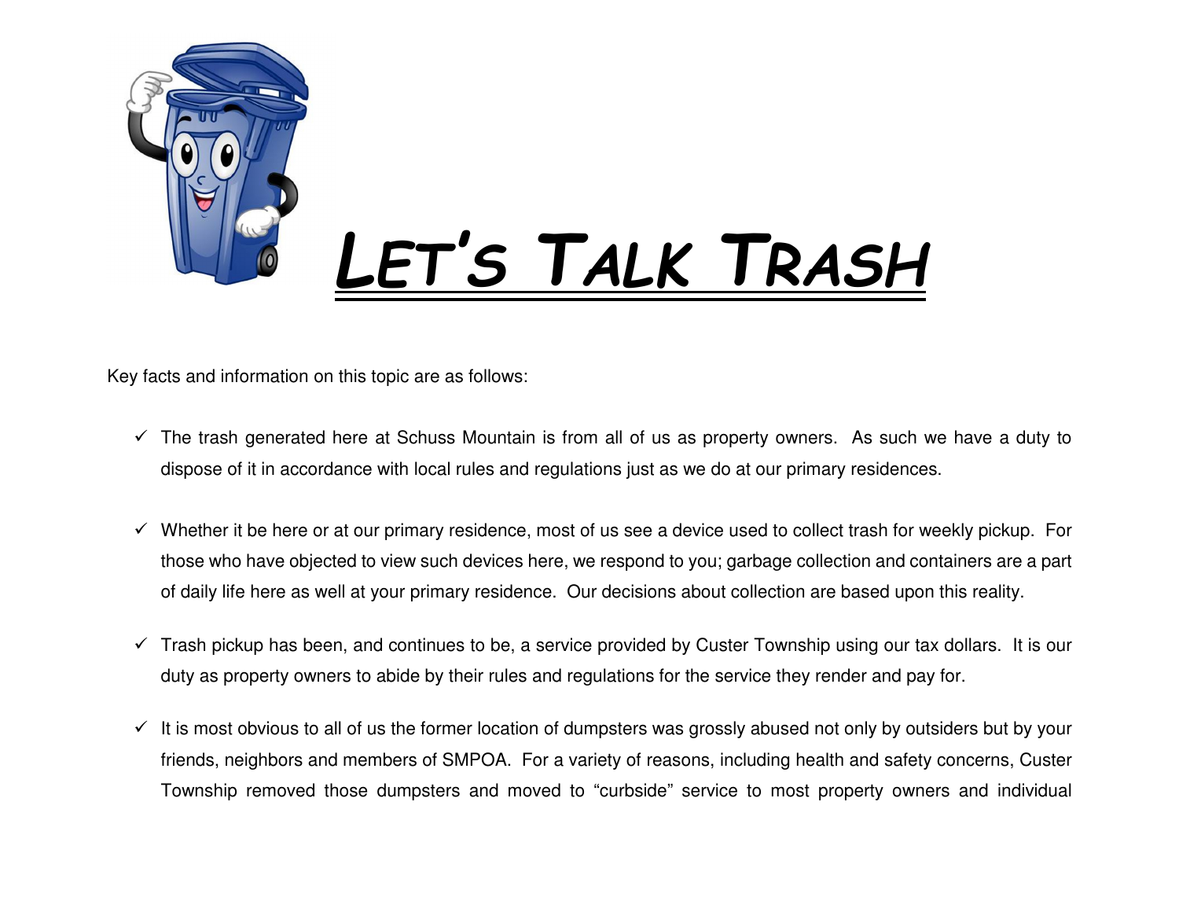# LET'S TALK TRASH

Key facts and information on this topic are as follows:

- ✓ The trash generated here at Schuss Mountain is from all of us as property owners. As such we have a duty to dispose of it in accordance with local rules and regulations just as we do at our primary residences.

- ✓ Whether it be here or at our primary residence, most of us see a device used to collect trash for weekly pickup. For those who have objected to view such devices here, we respond to you; garbage collection and containers are a part of daily life here as well at your primary residence. Our decisions about collection are based upon this reality.

- ✓ Trash pickup has been, and continues to be, a service provided by Custer Township using our tax dollars. It is our duty as property owners to abide by their rules and regulations for the service they render and pay for.

- ✓ It is most obvious to all of us the former location of dumpsters was grossly abused not only by outsiders but by your friends, neighbors and members of SMPOA. For a variety of reasons, including health and safety concerns, Custer Township removed those dumpsters and moved to "curbside" service to most property owners and individual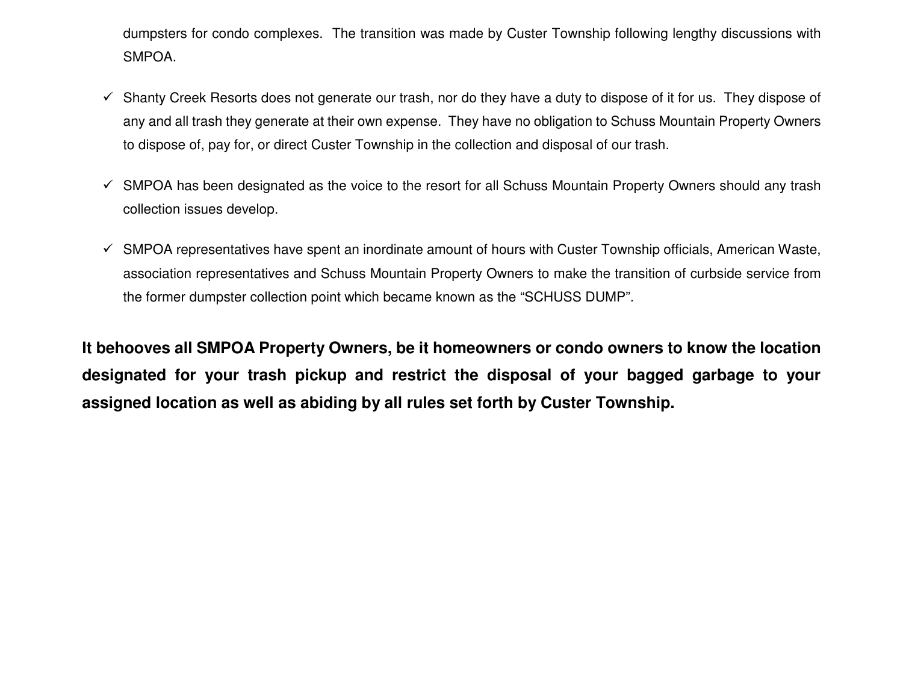dumpsters for condo complexes.  The transition was made by Custer Township following lengthy discussions with SMPOA.

- ✓ Shanty Creek Resorts does not generate our trash, nor do they have a duty to dispose of it for us.  They dispose of any and all trash they generate at their own expense.  They have no obligation to Schuss Mountain Property Owners to dispose of, pay for, or direct Custer Township in the collection and disposal of our trash.

- ✓ SMPOA has been designated as the voice to the resort for all Schuss Mountain Property Owners should any trash collection issues develop.

- ✓ SMPOA representatives have spent an inordinate amount of hours with Custer Township officials, American Waste, association representatives and Schuss Mountain Property Owners to make the transition of curbside service from the former dumpster collection point which became known as the "SCHUSS DUMP".

**It behooves all SMPOA Property Owners, be it homeowners or condo owners to know the location designated for your trash pickup and restrict the disposal of your bagged garbage to your assigned location as well as abiding by all rules set forth by Custer Township.**